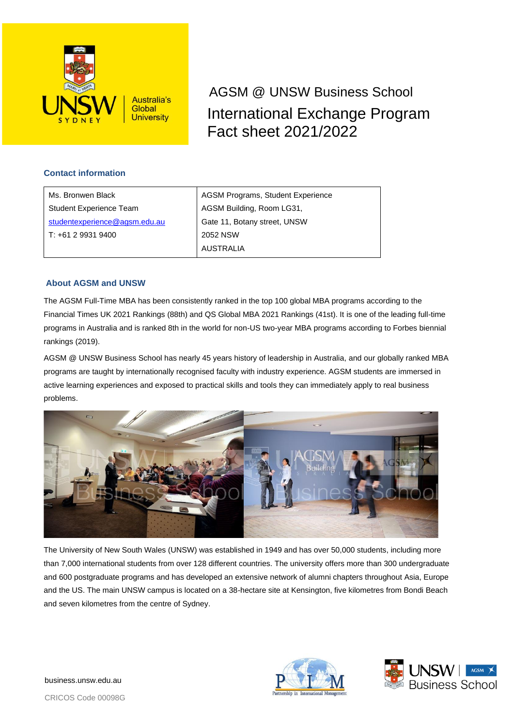# AGSM @ UNSW Business School

# International Exchange Program Fact sheet 2021/2022

## Contact information

| Ms. Bronwen Black | AGSM Programs, Student Experience |
|---|---|
| Student Experience Team | AGSM Building, Room LG31, |
| studentexperience@agsm.edu.au | Gate 11, Botany street, UNSW |
| T: +61 2 9931 9400 | 2052 NSW |
| | AUSTRALIA |

## About AGSM and UNSW

The AGSM Full-Time MBA has been consistently ranked in the top 100 global MBA programs according to the Financial Times UK 2021 Rankings (88th) and QS Global MBA 2021 Rankings (41st). It is one of the leading full-time programs in Australia and is ranked 8th in the world for non-US two-year MBA programs according to Forbes biennial rankings (2019).

AGSM @ UNSW Business School has nearly 45 years history of leadership in Australia, and our globally ranked MBA programs are taught by internationally recognised faculty with industry experience. AGSM students are immersed in active learning experiences and exposed to practical skills and tools they can immediately apply to real business problems.

The University of New South Wales (UNSW) was established in 1949 and has over 50,000 students, including more than 7,000 international students from over 128 different countries. The university offers more than 300 undergraduate and 600 postgraduate programs and has developed an extensive network of alumni chapters throughout Asia, Europe and the US. The main UNSW campus is located on a 38-hectare site at Kensington, five kilometres from Bondi Beach and seven kilometres from the centre of Sydney.

business.unsw.edu.au

CRICOS Code 00098G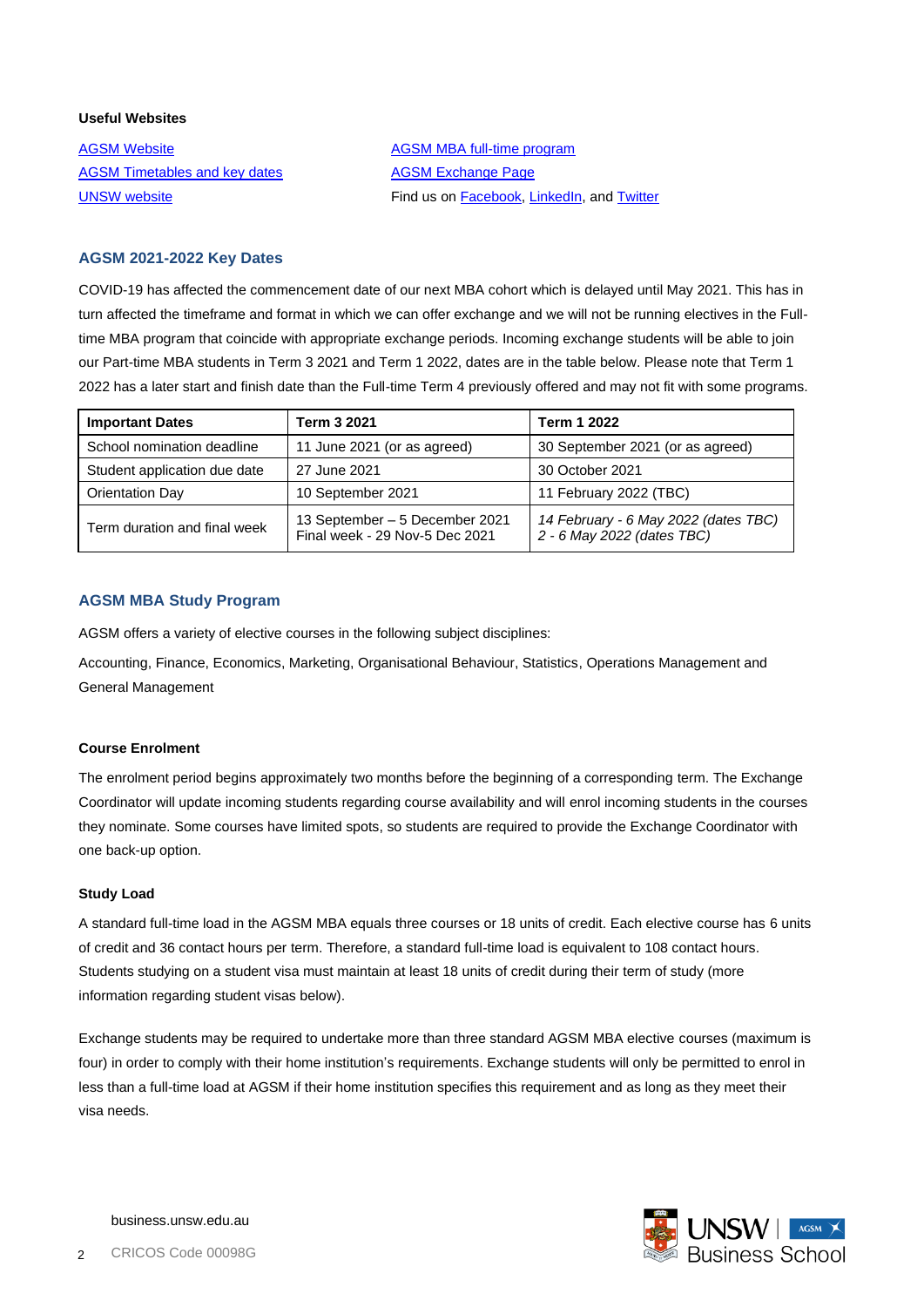**Useful Websites**

AGSM Website
AGSM Timetables and key dates
UNSW website

AGSM MBA full-time program
AGSM Exchange Page
Find us on Facebook, LinkedIn, and Twitter

## AGSM 2021-2022 Key Dates

COVID-19 has affected the commencement date of our next MBA cohort which is delayed until May 2021. This has in turn affected the timeframe and format in which we can offer exchange and we will not be running electives in the Full-time MBA program that coincide with appropriate exchange periods. Incoming exchange students will be able to join our Part-time MBA students in Term 3 2021 and Term 1 2022, dates are in the table below. Please note that Term 1 2022 has a later start and finish date than the Full-time Term 4 previously offered and may not fit with some programs.

| Important Dates | Term 3 2021 | Term 1 2022 |
|---|---|---|
| School nomination deadline | 11 June 2021 (or as agreed) | 30 September 2021 (or as agreed) |
| Student application due date | 27 June 2021 | 30 October 2021 |
| Orientation Day | 10 September 2021 | 11 February 2022 (TBC) |
| Term duration and final week | 13 September – 5 December 2021<br>Final week - 29 Nov-5 Dec 2021 | *14 February - 6 May 2022 (dates TBC)*<br>*2 - 6 May 2022 (dates TBC)* |

## AGSM MBA Study Program

AGSM offers a variety of elective courses in the following subject disciplines:

Accounting, Finance, Economics, Marketing, Organisational Behaviour, Statistics, Operations Management and General Management

### Course Enrolment

The enrolment period begins approximately two months before the beginning of a corresponding term. The Exchange Coordinator will update incoming students regarding course availability and will enrol incoming students in the courses they nominate. Some courses have limited spots, so students are required to provide the Exchange Coordinator with one back-up option.

### Study Load

A standard full-time load in the AGSM MBA equals three courses or 18 units of credit. Each elective course has 6 units of credit and 36 contact hours per term. Therefore, a standard full-time load is equivalent to 108 contact hours. Students studying on a student visa must maintain at least 18 units of credit during their term of study (more information regarding student visas below).

Exchange students may be required to undertake more than three standard AGSM MBA elective courses (maximum is four) in order to comply with their home institution's requirements. Exchange students will only be permitted to enrol in less than a full-time load at AGSM if their home institution specifies this requirement and as long as they meet their visa needs.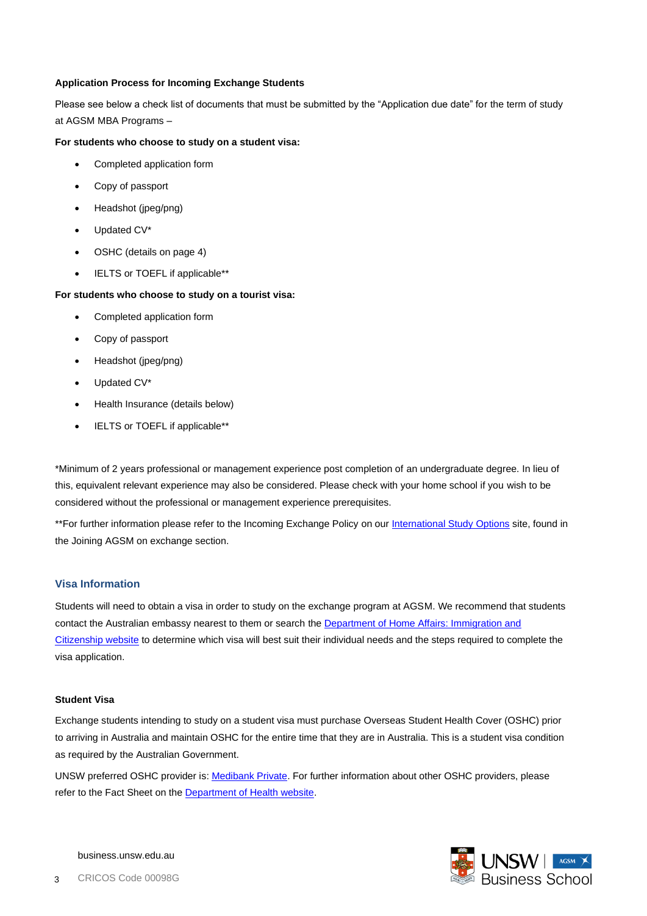**Application Process for Incoming Exchange Students**

Please see below a check list of documents that must be submitted by the "Application due date" for the term of study at AGSM MBA Programs –

**For students who choose to study on a student visa:**

- Completed application form
- Copy of passport
- Headshot (jpeg/png)
- Updated CV*
- OSHC (details on page 4)
- IELTS or TOEFL if applicable**

**For students who choose to study on a tourist visa:**

- Completed application form
- Copy of passport
- Headshot (jpeg/png)
- Updated CV*
- Health Insurance (details below)
- IELTS or TOEFL if applicable**

*Minimum of 2 years professional or management experience post completion of an undergraduate degree. In lieu of this, equivalent relevant experience may also be considered. Please check with your home school if you wish to be considered without the professional or management experience prerequisites.

**For further information please refer to the Incoming Exchange Policy on our International Study Options site, found in the Joining AGSM on exchange section.

## Visa Information

Students will need to obtain a visa in order to study on the exchange program at AGSM. We recommend that students contact the Australian embassy nearest to them or search the Department of Home Affairs: Immigration and Citizenship website to determine which visa will best suit their individual needs and the steps required to complete the visa application.

### Student Visa

Exchange students intending to study on a student visa must purchase Overseas Student Health Cover (OSHC) prior to arriving in Australia and maintain OSHC for the entire time that they are in Australia. This is a student visa condition as required by the Australian Government.

UNSW preferred OSHC provider is: Medibank Private. For further information about other OSHC providers, please refer to the Fact Sheet on the Department of Health website.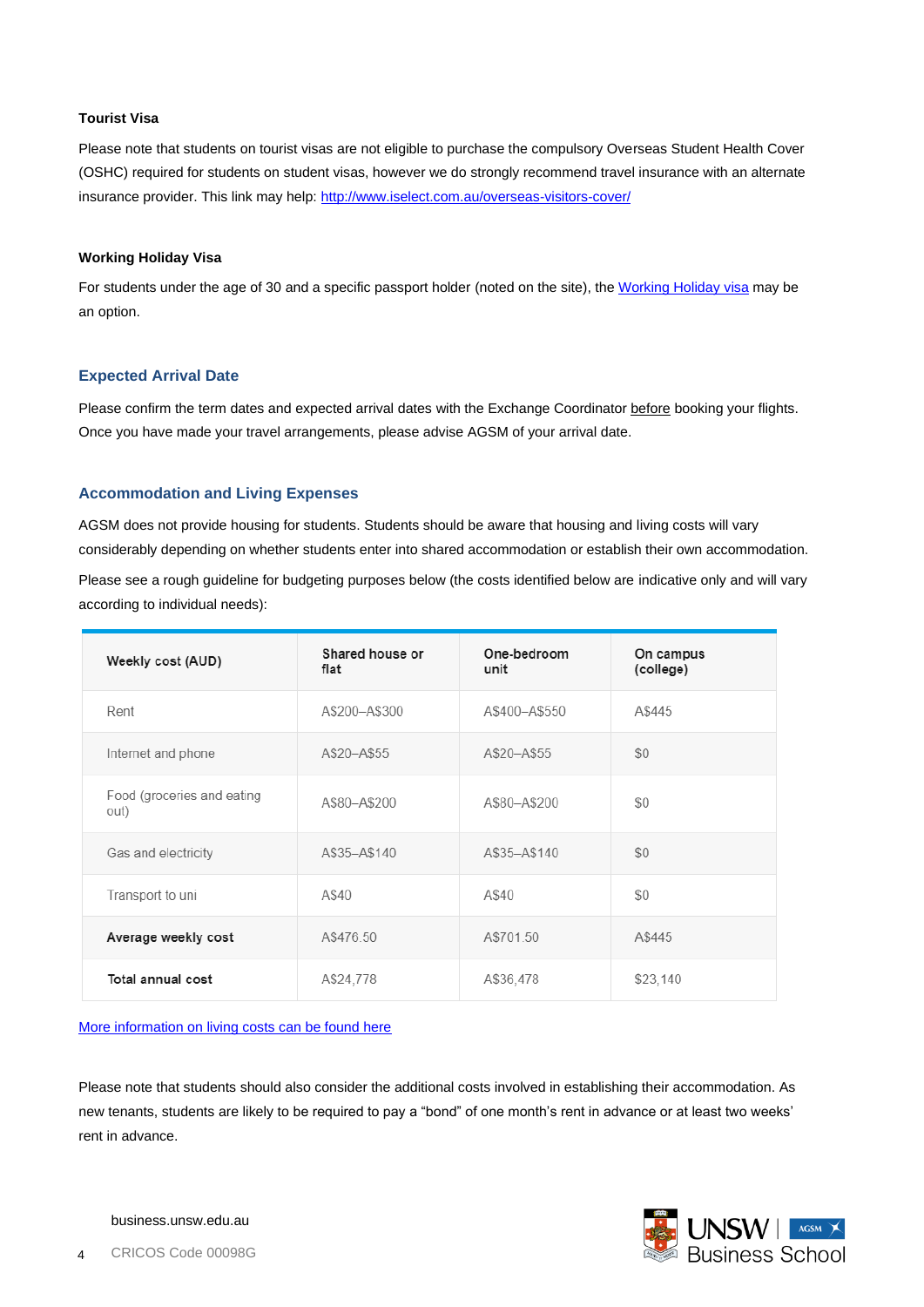#### Tourist Visa

Please note that students on tourist visas are not eligible to purchase the compulsory Overseas Student Health Cover (OSHC) required for students on student visas, however we do strongly recommend travel insurance with an alternate insurance provider. This link may help: [http://www.iselect.com.au/overseas-visitors-cover/](http://www.iselect.com.au/overseas-visitors-cover/)

#### Working Holiday Visa

For students under the age of 30 and a specific passport holder (noted on the site), the [Working Holiday visa](#) may be an option.

### Expected Arrival Date

Please confirm the term dates and expected arrival dates with the Exchange Coordinator <u>before</u> booking your flights. Once you have made your travel arrangements, please advise AGSM of your arrival date.

### Accommodation and Living Expenses

AGSM does not provide housing for students. Students should be aware that housing and living costs will vary considerably depending on whether students enter into shared accommodation or establish their own accommodation.

Please see a rough guideline for budgeting purposes below (the costs identified below are indicative only and will vary according to individual needs):

| Weekly cost (AUD) | Shared house or flat | One-bedroom unit | On campus (college) |
|---|---|---|---|
| Rent | A$200–A$300 | A$400–A$550 | A$445 |
| Internet and phone | A$20–A$55 | A$20–A$55 | $0 |
| Food (groceries and eating out) | A$80–A$200 | A$80–A$200 | $0 |
| Gas and electricity | A$35–A$140 | A$35–A$140 | $0 |
| Transport to uni | A$40 | A$40 | $0 |
| **Average weekly cost** | A$476.50 | A$701.50 | A$445 |
| **Total annual cost** | A$24,778 | A$36,478 | $23,140 |

[More information on living costs can be found here](#)

Please note that students should also consider the additional costs involved in establishing their accommodation. As new tenants, students are likely to be required to pay a "bond" of one month's rent in advance or at least two weeks' rent in advance.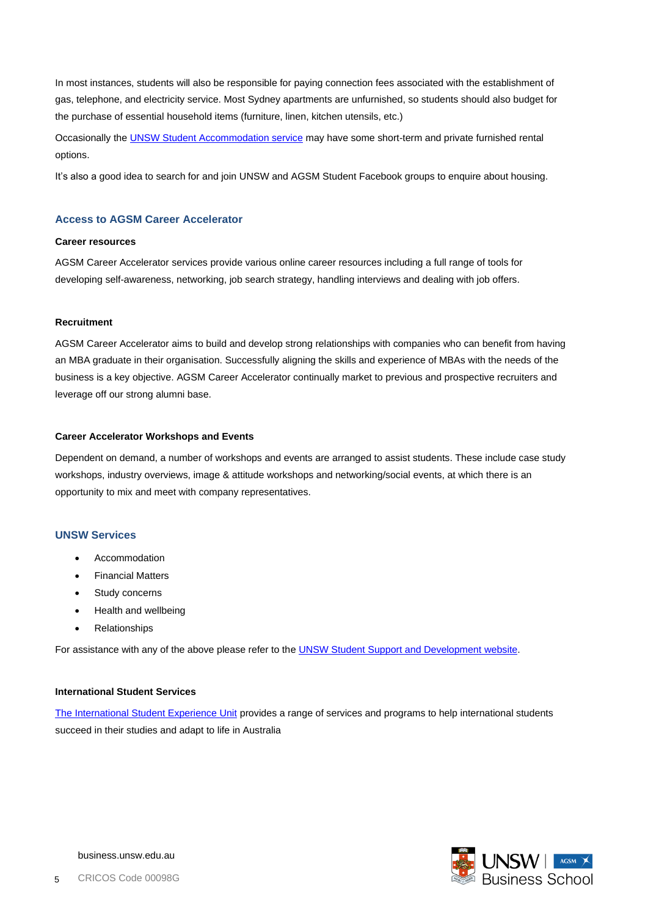In most instances, students will also be responsible for paying connection fees associated with the establishment of gas, telephone, and electricity service. Most Sydney apartments are unfurnished, so students should also budget for the purchase of essential household items (furniture, linen, kitchen utensils, etc.)

Occasionally the UNSW Student Accommodation service may have some short-term and private furnished rental options.

It's also a good idea to search for and join UNSW and AGSM Student Facebook groups to enquire about housing.

## Access to AGSM Career Accelerator

### Career resources

AGSM Career Accelerator services provide various online career resources including a full range of tools for developing self-awareness, networking, job search strategy, handling interviews and dealing with job offers.

### Recruitment

AGSM Career Accelerator aims to build and develop strong relationships with companies who can benefit from having an MBA graduate in their organisation. Successfully aligning the skills and experience of MBAs with the needs of the business is a key objective. AGSM Career Accelerator continually market to previous and prospective recruiters and leverage off our strong alumni base.

### Career Accelerator Workshops and Events

Dependent on demand, a number of workshops and events are arranged to assist students. These include case study workshops, industry overviews, image & attitude workshops and networking/social events, at which there is an opportunity to mix and meet with company representatives.

## UNSW Services

- Accommodation
- Financial Matters
- Study concerns
- Health and wellbeing
- Relationships

For assistance with any of the above please refer to the UNSW Student Support and Development website.

### International Student Services

The International Student Experience Unit provides a range of services and programs to help international students succeed in their studies and adapt to life in Australia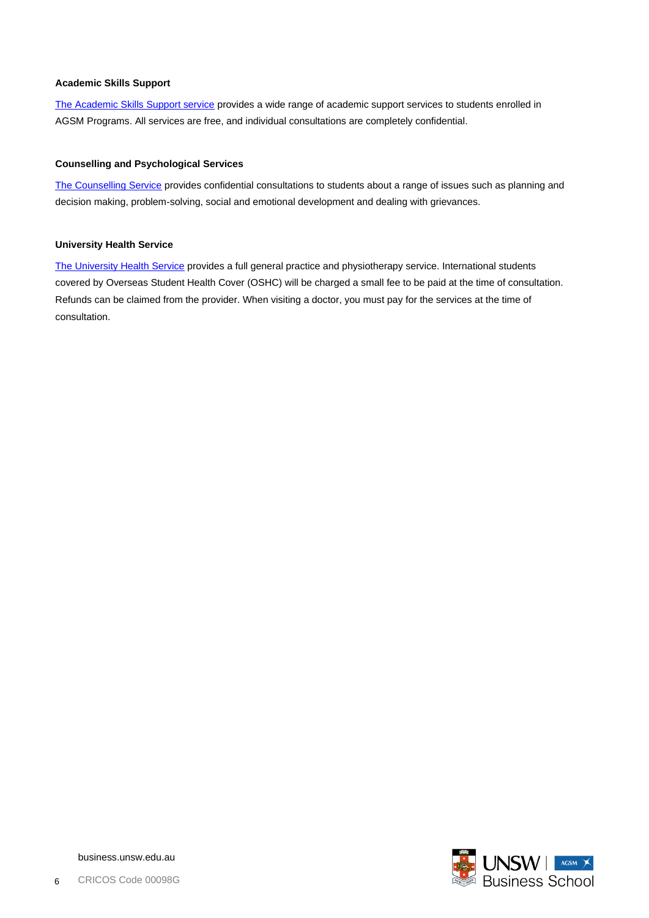#### Academic Skills Support

The Academic Skills Support service provides a wide range of academic support services to students enrolled in AGSM Programs. All services are free, and individual consultations are completely confidential.

#### Counselling and Psychological Services

The Counselling Service provides confidential consultations to students about a range of issues such as planning and decision making, problem-solving, social and emotional development and dealing with grievances.

#### University Health Service

The University Health Service provides a full general practice and physiotherapy service. International students covered by Overseas Student Health Cover (OSHC) will be charged a small fee to be paid at the time of consultation. Refunds can be claimed from the provider. When visiting a doctor, you must pay for the services at the time of consultation.